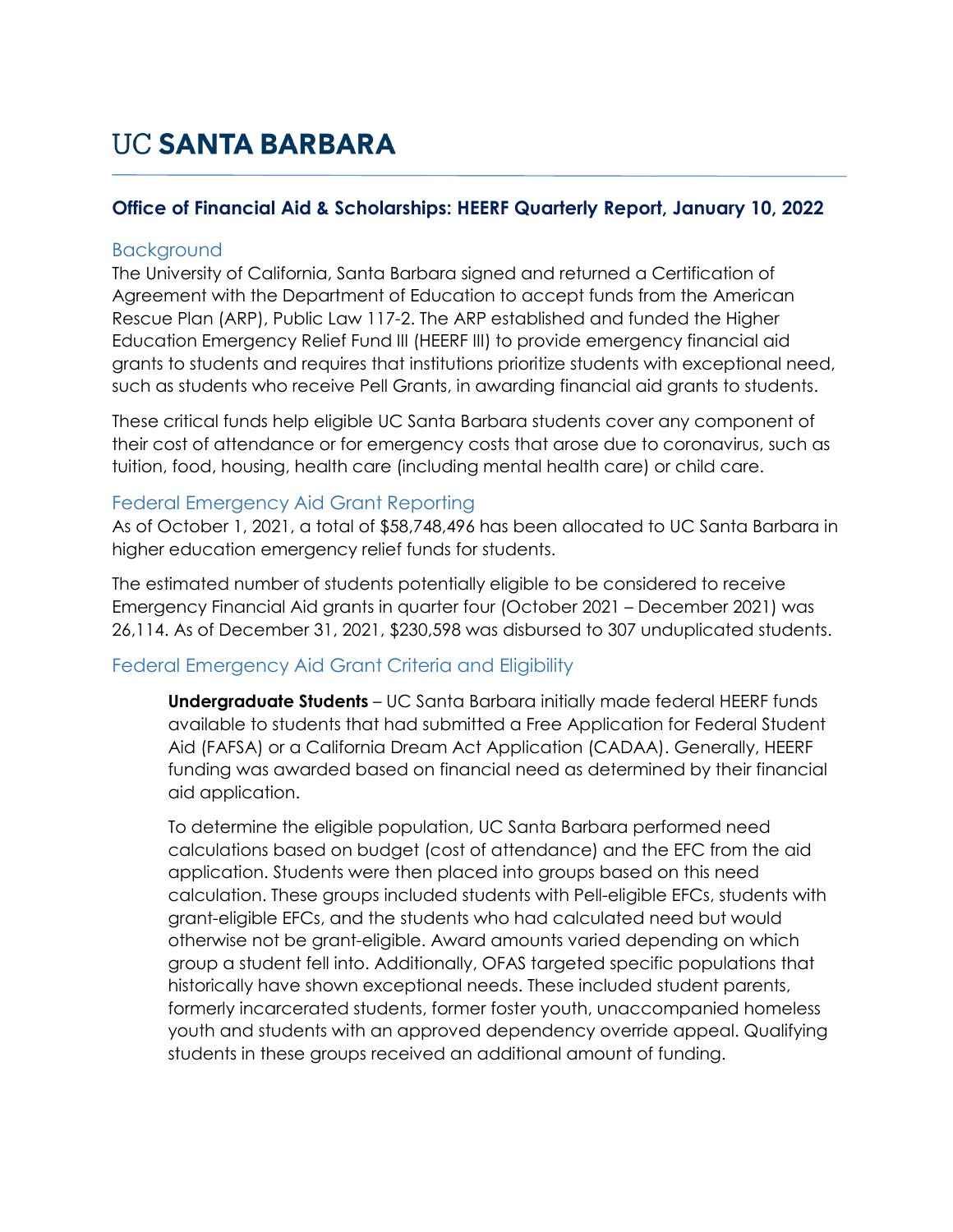# UC SANTA BARBARA

## Office of Financial Aid & Scholarships: HEERF Quarterly Report, January 10, 2022

### Background

The University of California, Santa Barbara signed and returned a Certification of Agreement with the Department of Education to accept funds from the American Rescue Plan (ARP), Public Law 117-2. The ARP established and funded the Higher Education Emergency Relief Fund III (HEERF III) to provide emergency financial aid grants to students and requires that institutions prioritize students with exceptional need, such as students who receive Pell Grants, in awarding financial aid grants to students.

These critical funds help eligible UC Santa Barbara students cover any component of their cost of attendance or for emergency costs that arose due to coronavirus, such as tuition, food, housing, health care (including mental health care) or child care.

### Federal Emergency Aid Grant Reporting

As of October 1, 2021, a total of $58,748,496 has been allocated to UC Santa Barbara in higher education emergency relief funds for students.

The estimated number of students potentially eligible to be considered to receive Emergency Financial Aid grants in quarter four (October 2021 – December 2021) was 26,114. As of December 31, 2021, $230,598 was disbursed to 307 unduplicated students.

### Federal Emergency Aid Grant Criteria and Eligibility

**Undergraduate Students** – UC Santa Barbara initially made federal HEERF funds available to students that had submitted a Free Application for Federal Student Aid (FAFSA) or a California Dream Act Application (CADAA). Generally, HEERF funding was awarded based on financial need as determined by their financial aid application.

To determine the eligible population, UC Santa Barbara performed need calculations based on budget (cost of attendance) and the EFC from the aid application. Students were then placed into groups based on this need calculation. These groups included students with Pell-eligible EFCs, students with grant-eligible EFCs, and the students who had calculated need but would otherwise not be grant-eligible. Award amounts varied depending on which group a student fell into. Additionally, OFAS targeted specific populations that historically have shown exceptional needs. These included student parents, formerly incarcerated students, former foster youth, unaccompanied homeless youth and students with an approved dependency override appeal. Qualifying students in these groups received an additional amount of funding.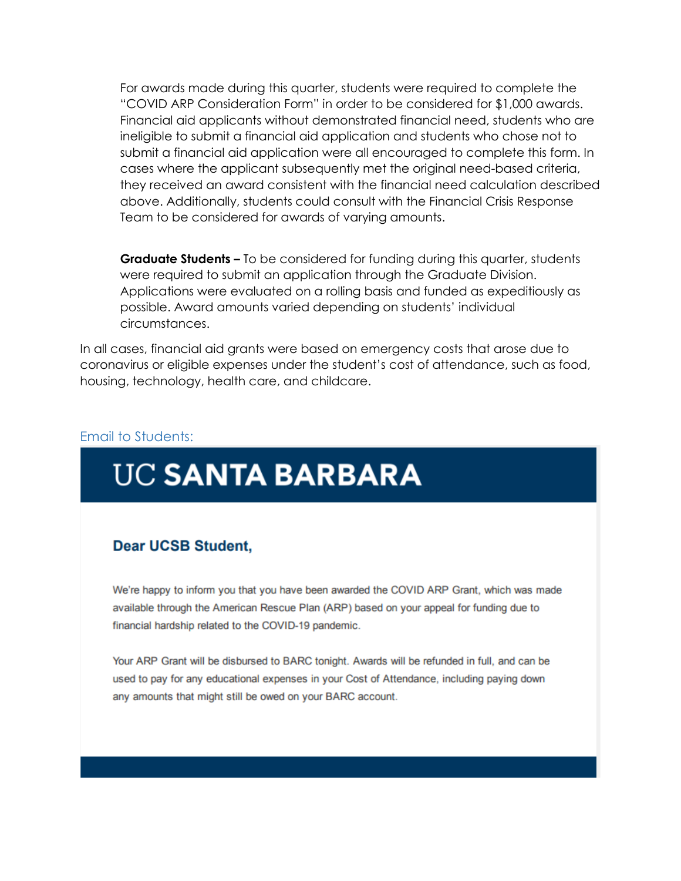For awards made during this quarter, students were required to complete the "COVID ARP Consideration Form" in order to be considered for $1,000 awards. Financial aid applicants without demonstrated financial need, students who are ineligible to submit a financial aid application and students who chose not to submit a financial aid application were all encouraged to complete this form. In cases where the applicant subsequently met the original need-based criteria, they received an award consistent with the financial need calculation described above. Additionally, students could consult with the Financial Crisis Response Team to be considered for awards of varying amounts.

**Graduate Students –** To be considered for funding during this quarter, students were required to submit an application through the Graduate Division. Applications were evaluated on a rolling basis and funded as expeditiously as possible. Award amounts varied depending on students' individual circumstances.

In all cases, financial aid grants were based on emergency costs that arose due to coronavirus or eligible expenses under the student's cost of attendance, such as food, housing, technology, health care, and childcare.

## Email to Students:

# UC SANTA BARBARA

### Dear UCSB Student,

We're happy to inform you that you have been awarded the COVID ARP Grant, which was made available through the American Rescue Plan (ARP) based on your appeal for funding due to financial hardship related to the COVID-19 pandemic.

Your ARP Grant will be disbursed to BARC tonight. Awards will be refunded in full, and can be used to pay for any educational expenses in your Cost of Attendance, including paying down any amounts that might still be owed on your BARC account.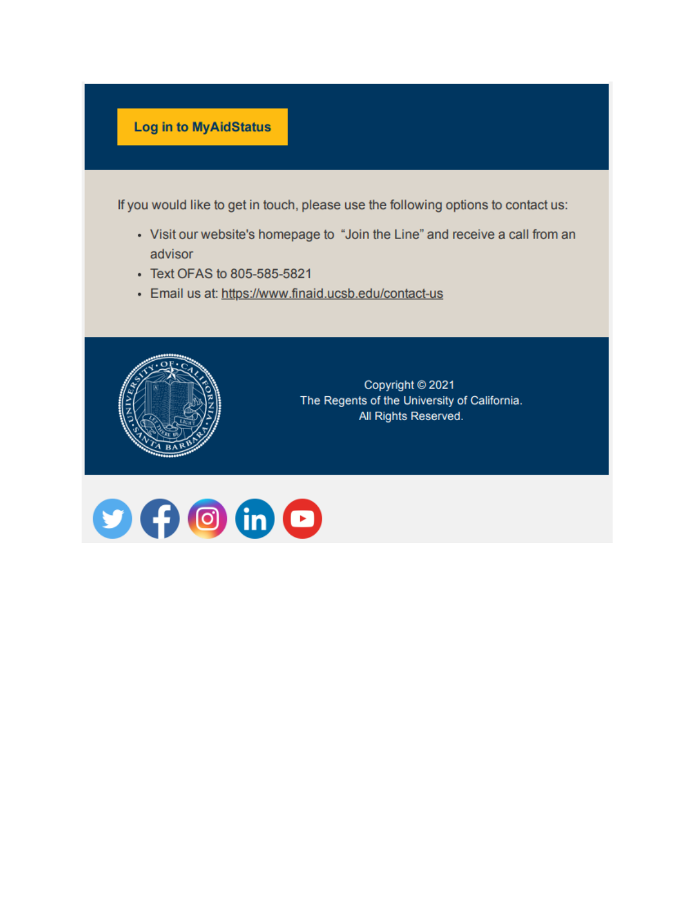**Log in to MyAidStatus**

If you would like to get in touch, please use the following options to contact us:

- Visit our website's homepage to "Join the Line" and receive a call from an advisor
- Text OFAS to 805-585-5821
- Email us at: https://www.finaid.ucsb.edu/contact-us

Copyright © 2021
The Regents of the University of California.
All Rights Reserved.